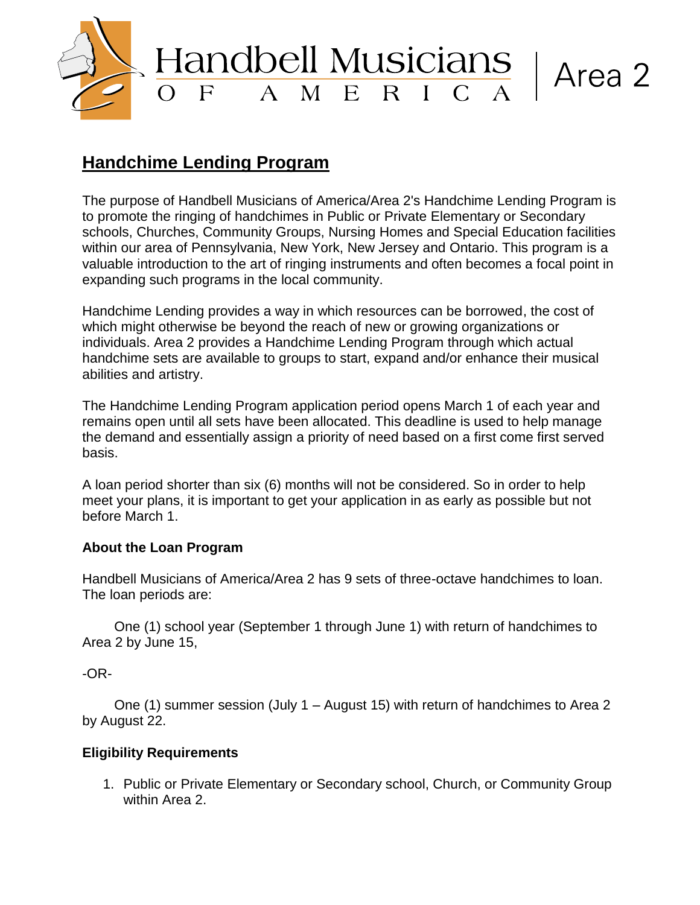Handbell Musicians of America | Area 2

## Handchime Lending Program

The purpose of Handbell Musicians of America/Area 2's Handchime Lending Program is to promote the ringing of handchimes in Public or Private Elementary or Secondary schools, Churches, Community Groups, Nursing Homes and Special Education facilities within our area of Pennsylvania, New York, New Jersey and Ontario. This program is a valuable introduction to the art of ringing instruments and often becomes a focal point in expanding such programs in the local community.

Handchime Lending provides a way in which resources can be borrowed, the cost of which might otherwise be beyond the reach of new or growing organizations or individuals. Area 2 provides a Handchime Lending Program through which actual handchime sets are available to groups to start, expand and/or enhance their musical abilities and artistry.

The Handchime Lending Program application period opens March 1 of each year and remains open until all sets have been allocated. This deadline is used to help manage the demand and essentially assign a priority of need based on a first come first served basis.

A loan period shorter than six (6) months will not be considered. So in order to help meet your plans, it is important to get your application in as early as possible but not before March 1.

**About the Loan Program**

Handbell Musicians of America/Area 2 has 9 sets of three-octave handchimes to loan. The loan periods are:

One (1) school year (September 1 through June 1) with return of handchimes to Area 2 by June 15,

-OR-

One (1) summer session (July 1 – August 15) with return of handchimes to Area 2 by August 22.

**Eligibility Requirements**

1. Public or Private Elementary or Secondary school, Church, or Community Group within Area 2.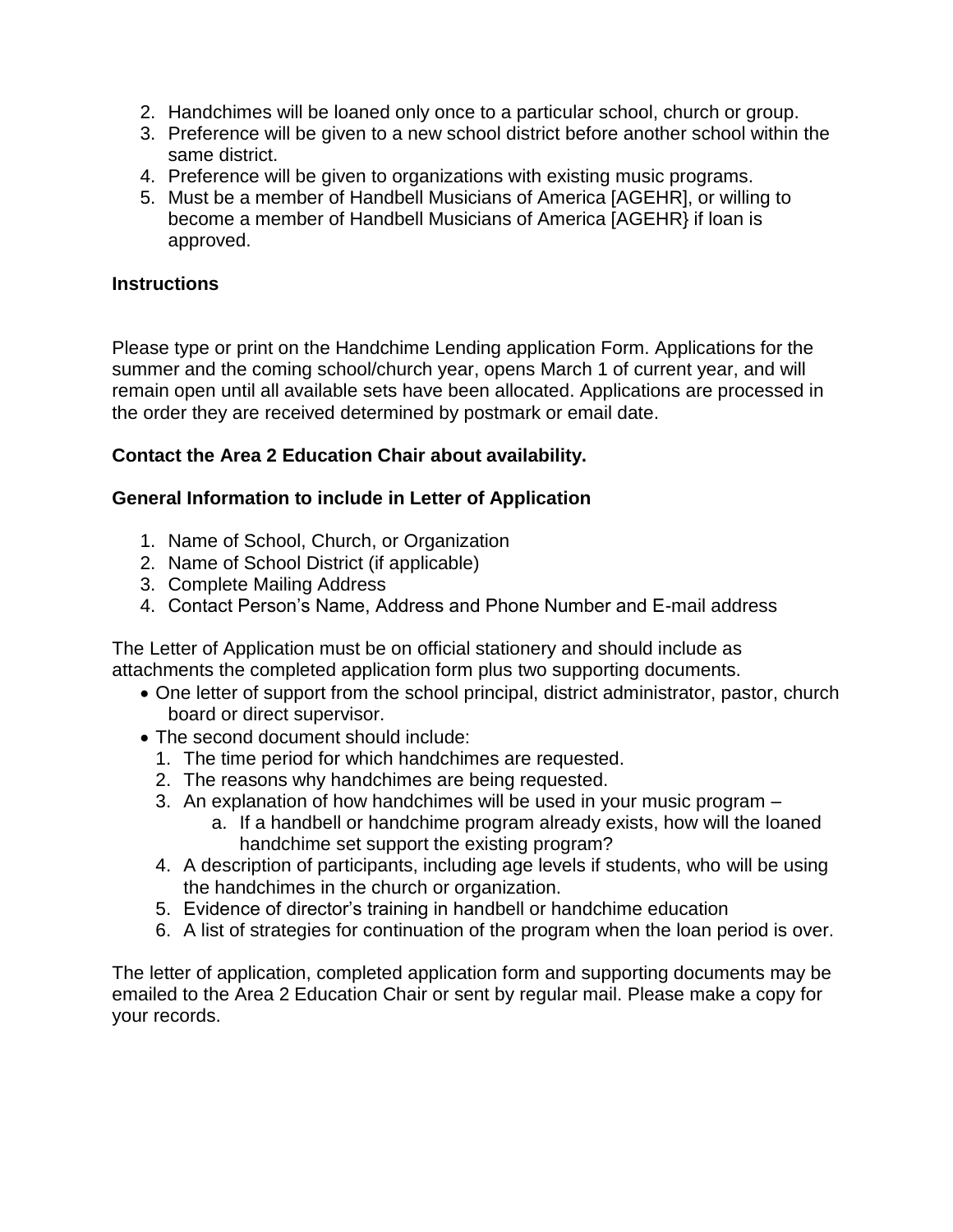2. Handchimes will be loaned only once to a particular school, church or group.
3. Preference will be given to a new school district before another school within the same district.
4. Preference will be given to organizations with existing music programs.
5. Must be a member of Handbell Musicians of America [AGEHR], or willing to become a member of Handbell Musicians of America [AGEHR} if loan is approved.

**Instructions**

Please type or print on the Handchime Lending application Form. Applications for the summer and the coming school/church year, opens March 1 of current year, and will remain open until all available sets have been allocated. Applications are processed in the order they are received determined by postmark or email date.

**Contact the Area 2 Education Chair about availability.**

**General Information to include in Letter of Application**

1. Name of School, Church, or Organization
2. Name of School District (if applicable)
3. Complete Mailing Address
4. Contact Person's Name, Address and Phone Number and E-mail address

The Letter of Application must be on official stationery and should include as attachments the completed application form plus two supporting documents.

- One letter of support from the school principal, district administrator, pastor, church board or direct supervisor.
- The second document should include:
  1. The time period for which handchimes are requested.
  2. The reasons why handchimes are being requested.
  3. An explanation of how handchimes will be used in your music program –
     a. If a handbell or handchime program already exists, how will the loaned handchime set support the existing program?
  4. A description of participants, including age levels if students, who will be using the handchimes in the church or organization.
  5. Evidence of director's training in handbell or handchime education
  6. A list of strategies for continuation of the program when the loan period is over.

The letter of application, completed application form and supporting documents may be emailed to the Area 2 Education Chair or sent by regular mail. Please make a copy for your records.